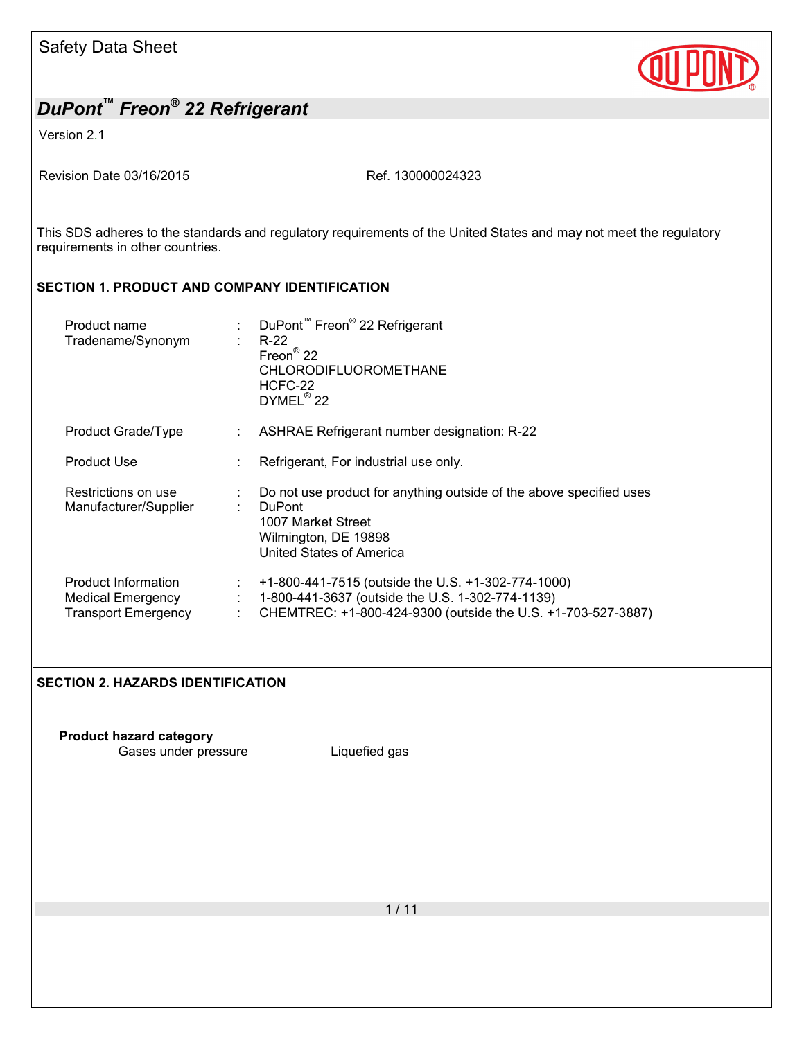Safety Data Sheet

# DuPont™ Freon® 22 Refrigerant

Version 2.1

Revision Date 03/16/2015 Ref. 130000024323

This SDS adheres to the standards and regulatory requirements of the United States and may not meet the regulatory requirements in other countries.

## SECTION 1. PRODUCT AND COMPANY IDENTIFICATION

| | | |
|---|---|---|
| Product name | : | DuPont™ Freon® 22 Refrigerant |
| Tradename/Synonym | : | R-22<br>Freon® 22<br>CHLORODIFLUOROMETHANE<br>HCFC-22<br>DYMEL® 22 |
| Product Grade/Type | : | ASHRAE Refrigerant number designation: R-22 |
| Product Use | : | Refrigerant, For industrial use only. |
| Restrictions on use | : | Do not use product for anything outside of the above specified uses |
| Manufacturer/Supplier | : | DuPont<br>1007 Market Street<br>Wilmington, DE 19898<br>United States of America |
| Product Information | : | +1-800-441-7515 (outside the U.S. +1-302-774-1000) |
| Medical Emergency | : | 1-800-441-3637 (outside the U.S. 1-302-774-1139) |
| Transport Emergency | : | CHEMTREC: +1-800-424-9300 (outside the U.S. +1-703-527-3887) |

## SECTION 2. HAZARDS IDENTIFICATION

**Product hazard category**

Gases under pressure Liquefied gas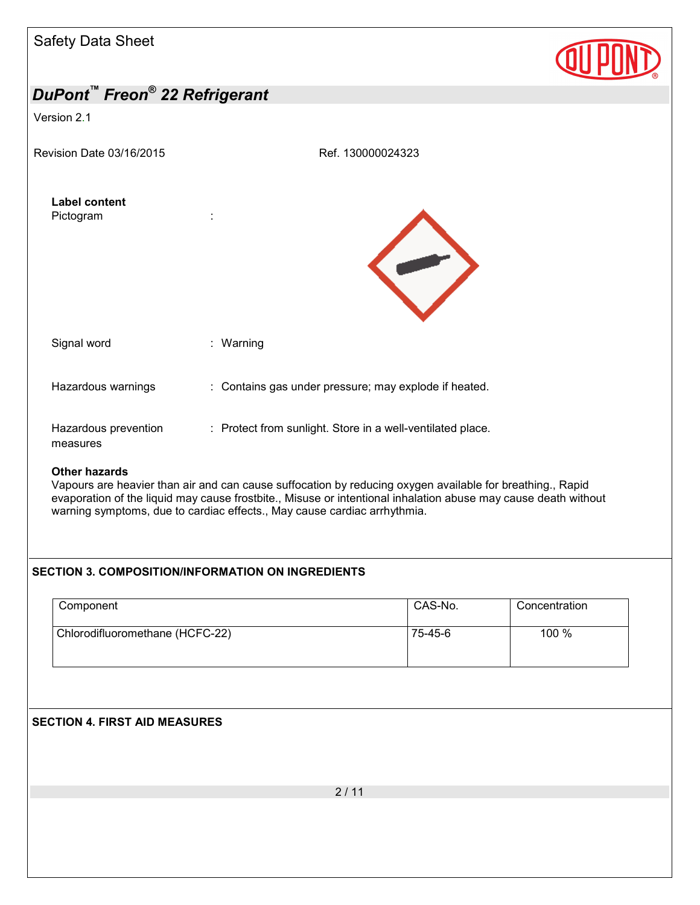**Label content**

Pictogram :

Signal word : Warning

Hazardous warnings : Contains gas under pressure; may explode if heated.

Hazardous prevention measures : Protect from sunlight. Store in a well-ventilated place.

**Other hazards**

Vapours are heavier than air and can cause suffocation by reducing oxygen available for breathing., Rapid evaporation of the liquid may cause frostbite., Misuse or intentional inhalation abuse may cause death without warning symptoms, due to cardiac effects., May cause cardiac arrhythmia.

## SECTION 3. COMPOSITION/INFORMATION ON INGREDIENTS

| Component | CAS-No. | Concentration |
|---|---|---|
| Chlorodifluoromethane (HCFC-22) | 75-45-6 | 100 % |

## SECTION 4. FIRST AID MEASURES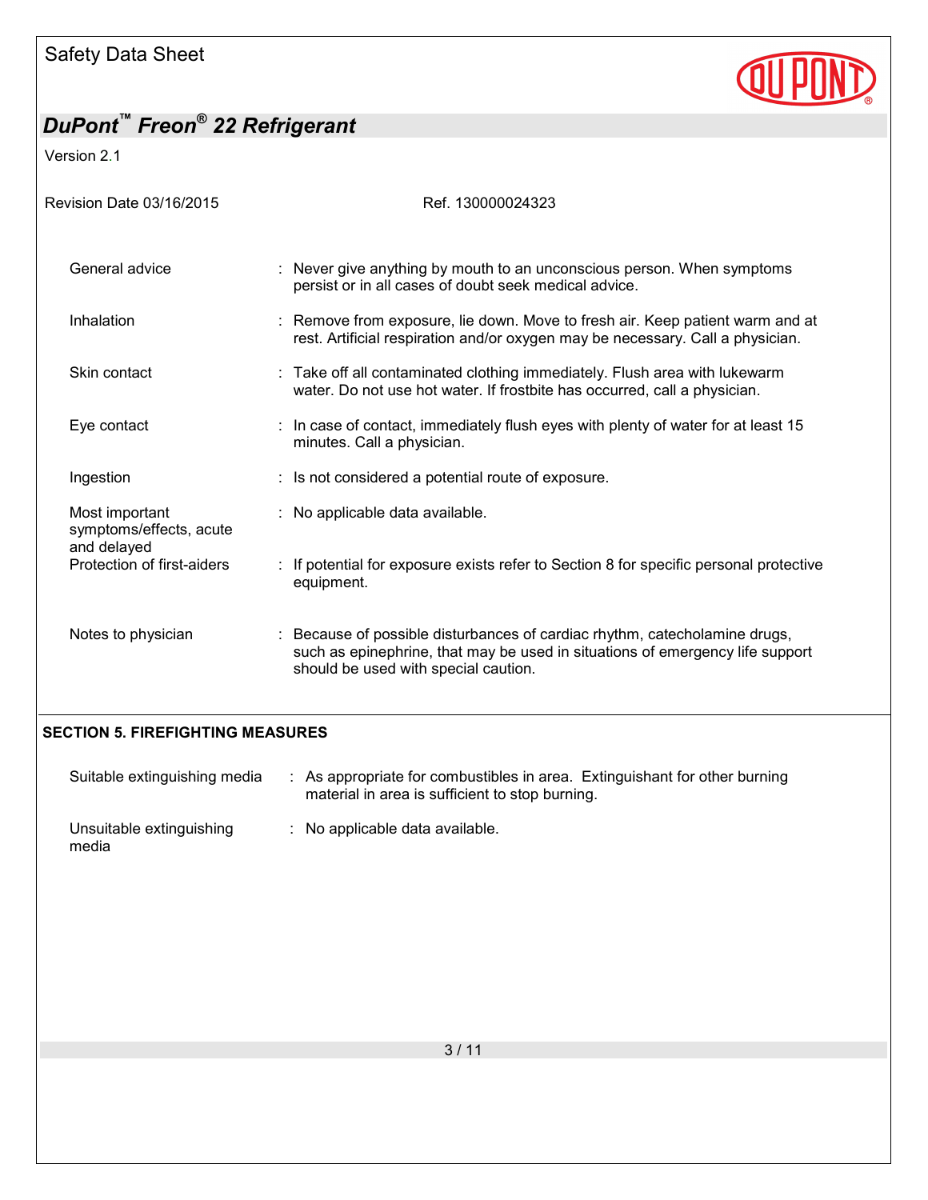| | |
|---|---|
| General advice | : Never give anything by mouth to an unconscious person. When symptoms persist or in all cases of doubt seek medical advice. |
| Inhalation | : Remove from exposure, lie down. Move to fresh air. Keep patient warm and at rest. Artificial respiration and/or oxygen may be necessary. Call a physician. |
| Skin contact | : Take off all contaminated clothing immediately. Flush area with lukewarm water. Do not use hot water. If frostbite has occurred, call a physician. |
| Eye contact | : In case of contact, immediately flush eyes with plenty of water for at least 15 minutes. Call a physician. |
| Ingestion | : Is not considered a potential route of exposure. |
| Most important symptoms/effects, acute and delayed | : No applicable data available. |
| Protection of first-aiders | : If potential for exposure exists refer to Section 8 for specific personal protective equipment. |
| Notes to physician | : Because of possible disturbances of cardiac rhythm, catecholamine drugs, such as epinephrine, that may be used in situations of emergency life support should be used with special caution. |

## SECTION 5. FIREFIGHTING MEASURES

| | |
|---|---|
| Suitable extinguishing media | : As appropriate for combustibles in area. Extinguishant for other burning material in area is sufficient to stop burning. |
| Unsuitable extinguishing media | : No applicable data available. |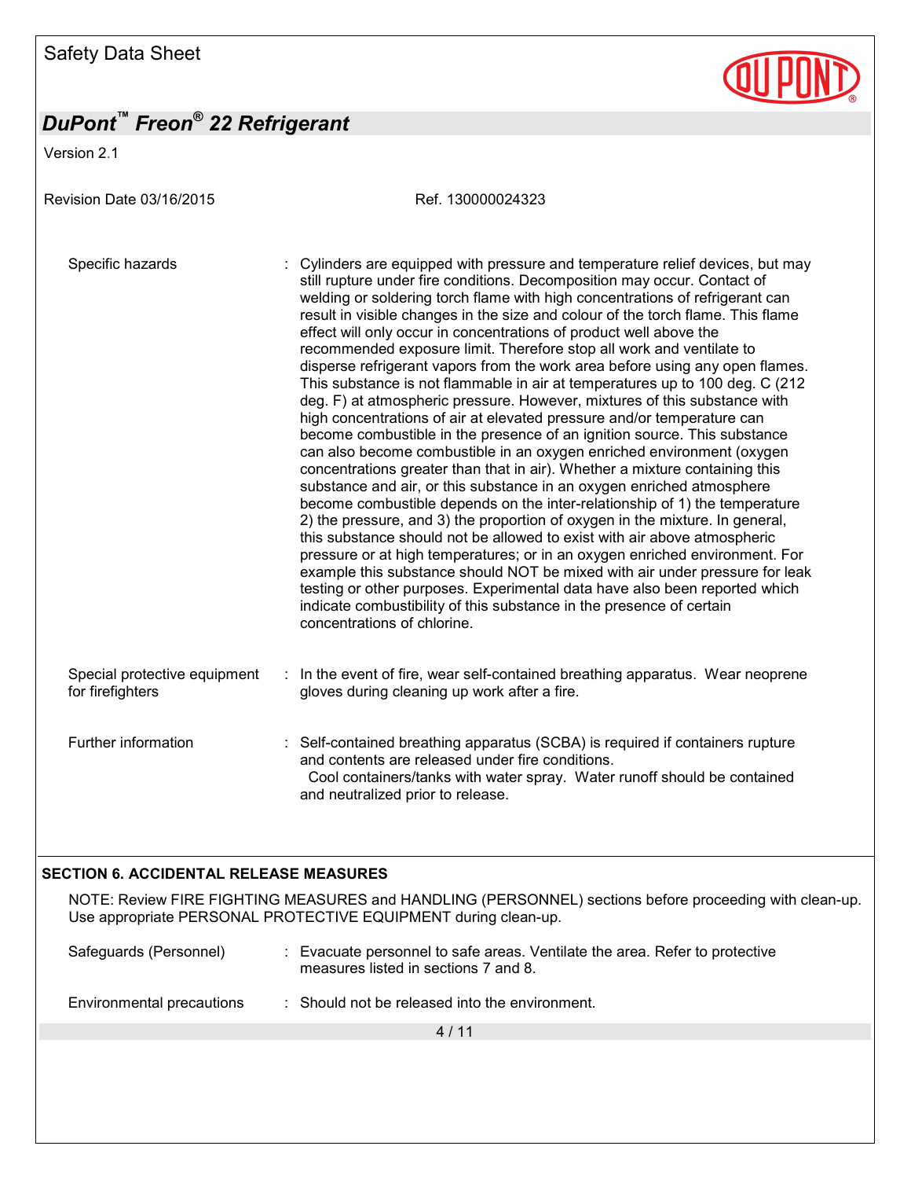Specific hazards : Cylinders are equipped with pressure and temperature relief devices, but may still rupture under fire conditions. Decomposition may occur. Contact of welding or soldering torch flame with high concentrations of refrigerant can result in visible changes in the size and colour of the torch flame. This flame effect will only occur in concentrations of product well above the recommended exposure limit. Therefore stop all work and ventilate to disperse refrigerant vapors from the work area before using any open flames. This substance is not flammable in air at temperatures up to 100 deg. C (212 deg. F) at atmospheric pressure. However, mixtures of this substance with high concentrations of air at elevated pressure and/or temperature can become combustible in the presence of an ignition source. This substance can also become combustible in an oxygen enriched environment (oxygen concentrations greater than that in air). Whether a mixture containing this substance and air, or this substance in an oxygen enriched atmosphere become combustible depends on the inter-relationship of 1) the temperature 2) the pressure, and 3) the proportion of oxygen in the mixture. In general, this substance should not be allowed to exist with air above atmospheric pressure or at high temperatures; or in an oxygen enriched environment. For example this substance should NOT be mixed with air under pressure for leak testing or other purposes. Experimental data have also been reported which indicate combustibility of this substance in the presence of certain concentrations of chlorine.

Special protective equipment for firefighters : In the event of fire, wear self-contained breathing apparatus. Wear neoprene gloves during cleaning up work after a fire.

Further information : Self-contained breathing apparatus (SCBA) is required if containers rupture and contents are released under fire conditions.
Cool containers/tanks with water spray. Water runoff should be contained and neutralized prior to release.

## SECTION 6. ACCIDENTAL RELEASE MEASURES

NOTE: Review FIRE FIGHTING MEASURES and HANDLING (PERSONNEL) sections before proceeding with clean-up. Use appropriate PERSONAL PROTECTIVE EQUIPMENT during clean-up.

Safeguards (Personnel) : Evacuate personnel to safe areas. Ventilate the area. Refer to protective measures listed in sections 7 and 8.

Environmental precautions : Should not be released into the environment.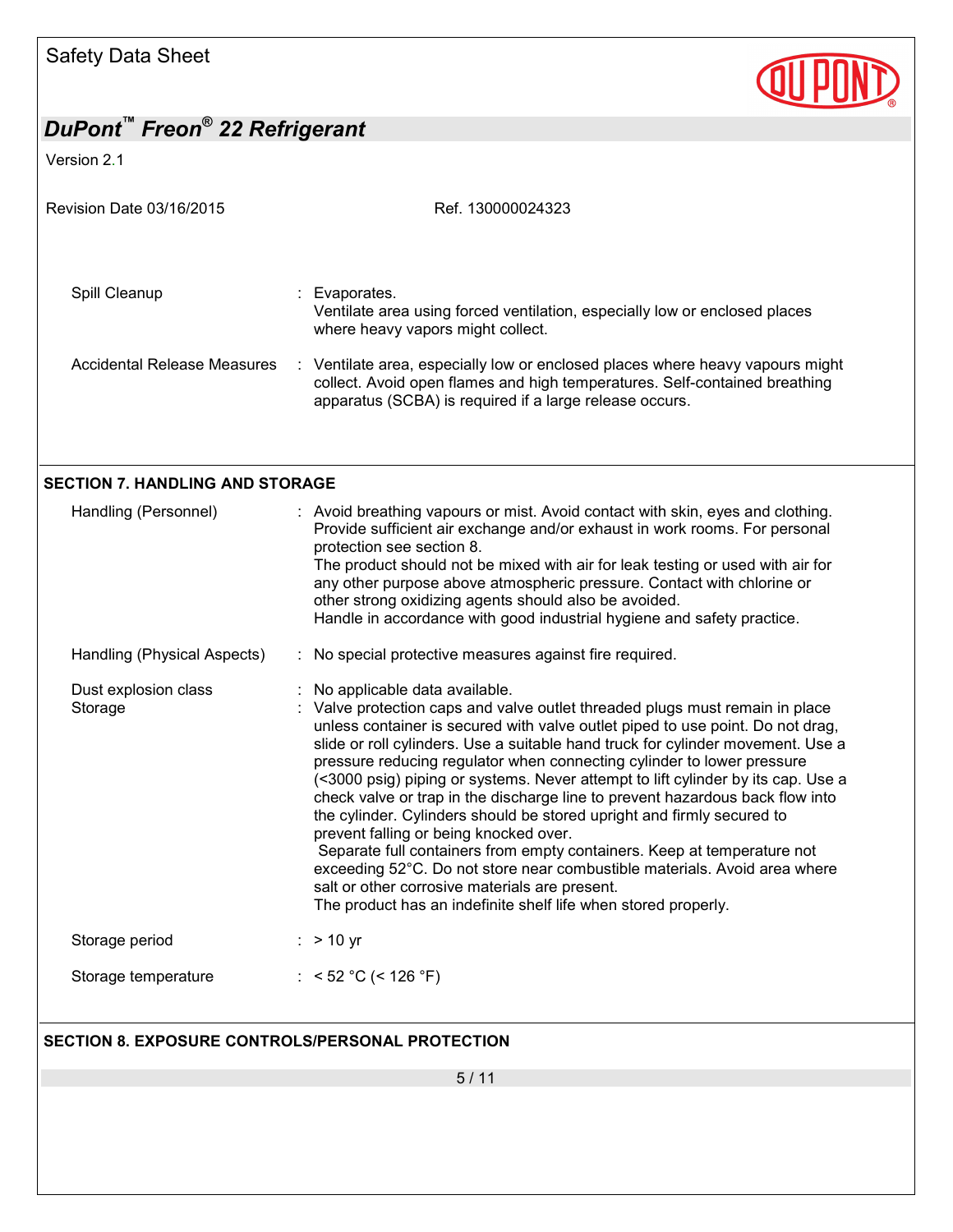| | |
|---|---|
| Spill Cleanup | : Evaporates.<br>Ventilate area using forced ventilation, especially low or enclosed places where heavy vapors might collect. |
| Accidental Release Measures | : Ventilate area, especially low or enclosed places where heavy vapours might collect. Avoid open flames and high temperatures. Self-contained breathing apparatus (SCBA) is required if a large release occurs. |

## SECTION 7. HANDLING AND STORAGE

| | |
|---|---|
| Handling (Personnel) | : Avoid breathing vapours or mist. Avoid contact with skin, eyes and clothing. Provide sufficient air exchange and/or exhaust in work rooms. For personal protection see section 8.<br>The product should not be mixed with air for leak testing or used with air for any other purpose above atmospheric pressure. Contact with chlorine or other strong oxidizing agents should also be avoided.<br>Handle in accordance with good industrial hygiene and safety practice. |
| Handling (Physical Aspects) | : No special protective measures against fire required. |
| Dust explosion class | : No applicable data available. |
| Storage | : Valve protection caps and valve outlet threaded plugs must remain in place unless container is secured with valve outlet piped to use point. Do not drag, slide or roll cylinders. Use a suitable hand truck for cylinder movement. Use a pressure reducing regulator when connecting cylinder to lower pressure (<3000 psig) piping or systems. Never attempt to lift cylinder by its cap. Use a check valve or trap in the discharge line to prevent hazardous back flow into the cylinder. Cylinders should be stored upright and firmly secured to prevent falling or being knocked over.<br>Separate full containers from empty containers. Keep at temperature not exceeding 52°C. Do not store near combustible materials. Avoid area where salt or other corrosive materials are present.<br>The product has an indefinite shelf life when stored properly. |
| Storage period | : > 10 yr |
| Storage temperature | : < 52 °C (< 126 °F) |

## SECTION 8. EXPOSURE CONTROLS/PERSONAL PROTECTION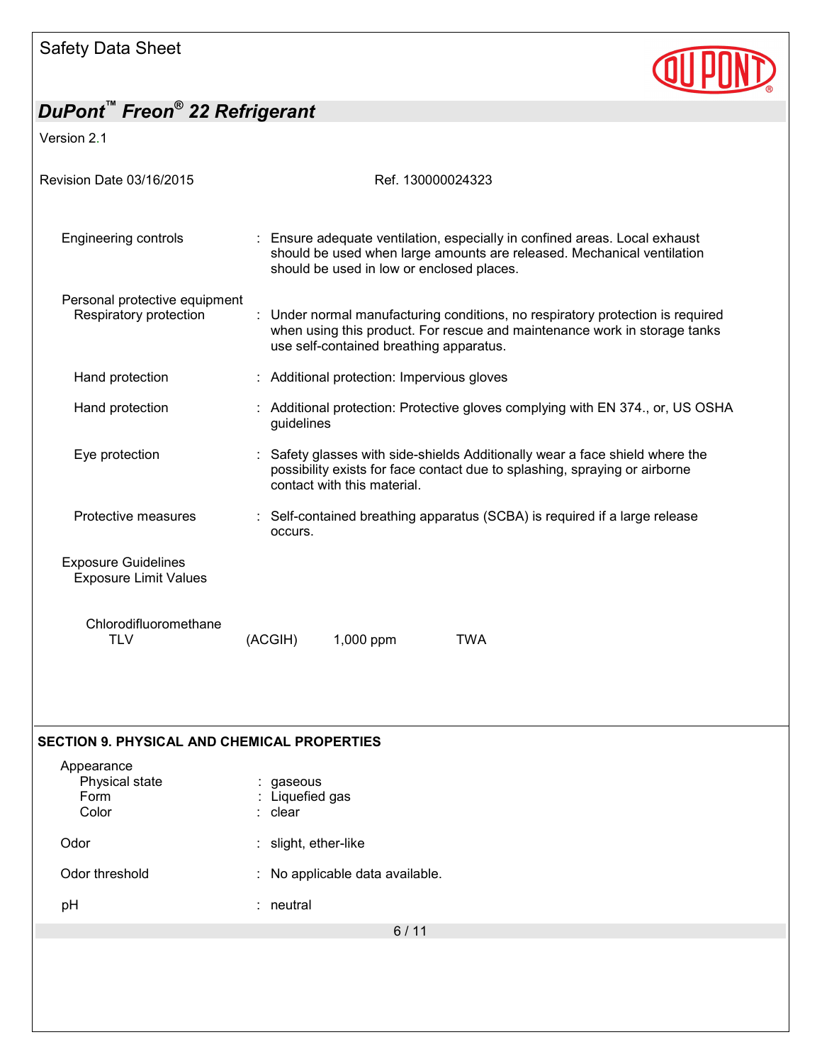| | | |
|---|---|---|
| Engineering controls | : | Ensure adequate ventilation, especially in confined areas. Local exhaust should be used when large amounts are released. Mechanical ventilation should be used in low or enclosed places. |

**Personal protective equipment**

| | | |
|---|---|---|
| Respiratory protection | : | Under normal manufacturing conditions, no respiratory protection is required when using this product. For rescue and maintenance work in storage tanks use self-contained breathing apparatus. |
| Hand protection | : | Additional protection: Impervious gloves |
| Hand protection | : | Additional protection: Protective gloves complying with EN 374., or, US OSHA guidelines |
| Eye protection | : | Safety glasses with side-shields Additionally wear a face shield where the possibility exists for face contact due to splashing, spraying or airborne contact with this material. |
| Protective measures | : | Self-contained breathing apparatus (SCBA) is required if a large release occurs. |

**Exposure Guidelines**

Exposure Limit Values

| Chlorodifluoromethane | | | |
|---|---|---|---|
| TLV | (ACGIH) | 1,000 ppm | TWA |

## SECTION 9. PHYSICAL AND CHEMICAL PROPERTIES

**Appearance**

| | | |
|---|---|---|
| Physical state | : | gaseous |
| Form | : | Liquefied gas |
| Color | : | clear |
| Odor | : | slight, ether-like |
| Odor threshold | : | No applicable data available. |
| pH | : | neutral |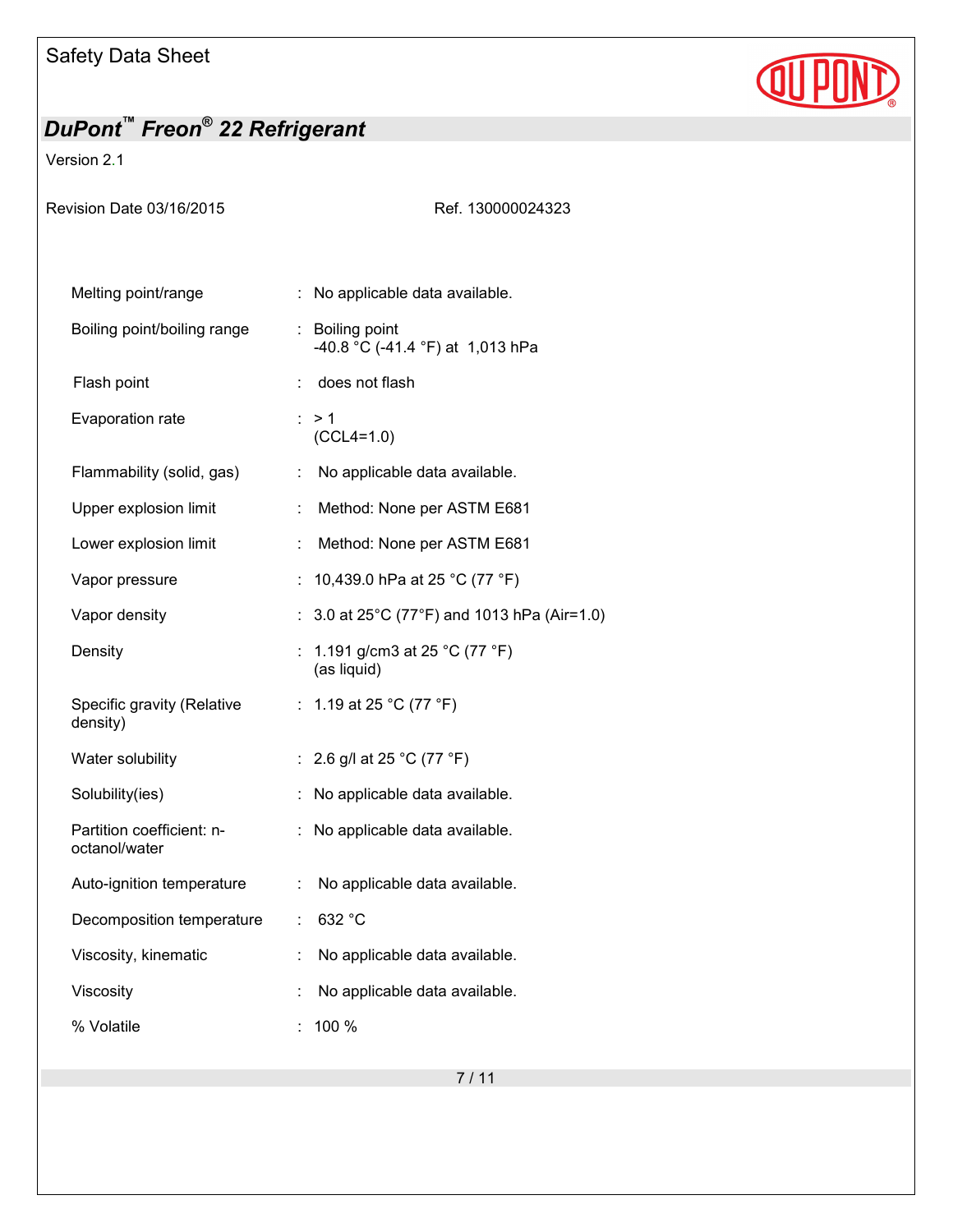| | | |
|---|---|---|
| Melting point/range | : | No applicable data available. |
| Boiling point/boiling range | : | Boiling point<br>-40.8 °C (-41.4 °F) at 1,013 hPa |
| Flash point | : | does not flash |
| Evaporation rate | : | > 1<br>(CCL4=1.0) |
| Flammability (solid, gas) | : | No applicable data available. |
| Upper explosion limit | : | Method: None per ASTM E681 |
| Lower explosion limit | : | Method: None per ASTM E681 |
| Vapor pressure | : | 10,439.0 hPa at 25 °C (77 °F) |
| Vapor density | : | 3.0 at 25°C (77°F) and 1013 hPa (Air=1.0) |
| Density | : | 1.191 g/cm3 at 25 °C (77 °F)<br>(as liquid) |
| Specific gravity (Relative density) | : | 1.19 at 25 °C (77 °F) |
| Water solubility | : | 2.6 g/l at 25 °C (77 °F) |
| Solubility(ies) | : | No applicable data available. |
| Partition coefficient: n-octanol/water | : | No applicable data available. |
| Auto-ignition temperature | : | No applicable data available. |
| Decomposition temperature | : | 632 °C |
| Viscosity, kinematic | : | No applicable data available. |
| Viscosity | : | No applicable data available. |
| % Volatile | : | 100 % |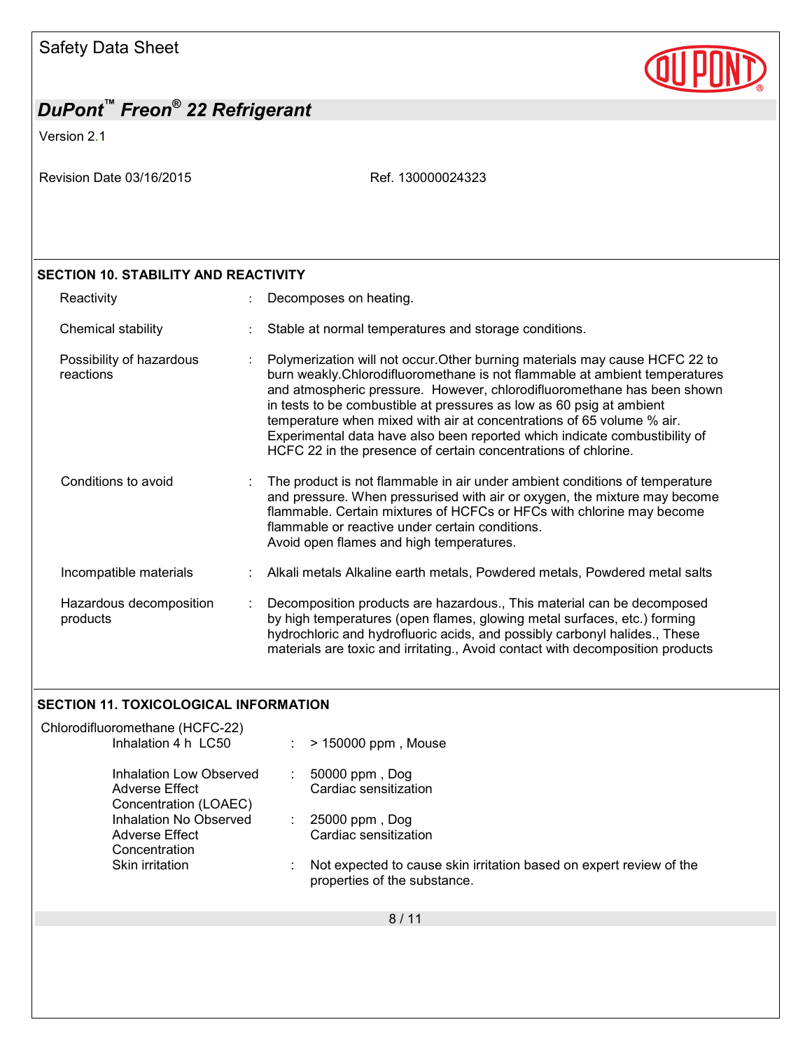## SECTION 10. STABILITY AND REACTIVITY

| | |
|---|---|
| Reactivity | Decomposes on heating. |
| Chemical stability | Stable at normal temperatures and storage conditions. |
| Possibility of hazardous reactions | Polymerization will not occur.Other burning materials may cause HCFC 22 to burn weakly.Chlorodifluoromethane is not flammable at ambient temperatures and atmospheric pressure. However, chlorodifluoromethane has been shown in tests to be combustible at pressures as low as 60 psig at ambient temperature when mixed with air at concentrations of 65 volume % air. Experimental data have also been reported which indicate combustibility of HCFC 22 in the presence of certain concentrations of chlorine. |
| Conditions to avoid | The product is not flammable in air under ambient conditions of temperature and pressure. When pressurised with air or oxygen, the mixture may become flammable. Certain mixtures of HCFCs or HFCs with chlorine may become flammable or reactive under certain conditions.<br>Avoid open flames and high temperatures. |
| Incompatible materials | Alkali metals Alkaline earth metals, Powdered metals, Powdered metal salts |
| Hazardous decomposition products | Decomposition products are hazardous., This material can be decomposed by high temperatures (open flames, glowing metal surfaces, etc.) forming hydrochloric and hydrofluoric acids, and possibly carbonyl halides., These materials are toxic and irritating., Avoid contact with decomposition products |

## SECTION 11. TOXICOLOGICAL INFORMATION

Chlorodifluoromethane (HCFC-22)

| | |
|---|---|
| Inhalation 4 h LC50 | > 150000 ppm , Mouse |
| Inhalation Low Observed Adverse Effect Concentration (LOAEC) | 50000 ppm , Dog<br>Cardiac sensitization |
| Inhalation No Observed Adverse Effect Concentration | 25000 ppm , Dog<br>Cardiac sensitization |
| Skin irritation | Not expected to cause skin irritation based on expert review of the properties of the substance. |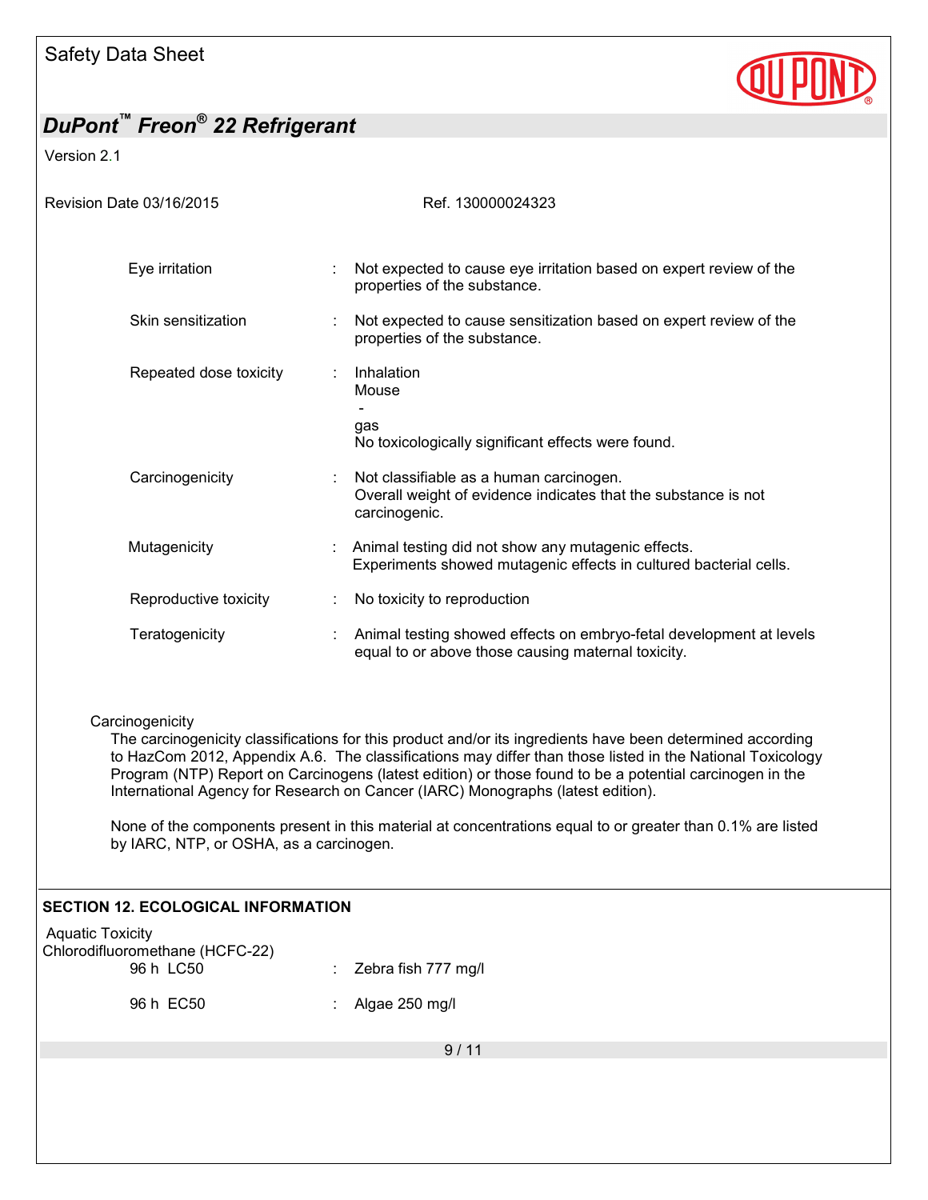| | | |
|---|---|---|
| Eye irritation | : | Not expected to cause eye irritation based on expert review of the properties of the substance. |
| Skin sensitization | : | Not expected to cause sensitization based on expert review of the properties of the substance. |
| Repeated dose toxicity | : | Inhalation<br>Mouse<br>-<br>gas<br>No toxicologically significant effects were found. |
| Carcinogenicity | : | Not classifiable as a human carcinogen.<br>Overall weight of evidence indicates that the substance is not carcinogenic. |
| Mutagenicity | : | Animal testing did not show any mutagenic effects.<br>Experiments showed mutagenic effects in cultured bacterial cells. |
| Reproductive toxicity | : | No toxicity to reproduction |
| Teratogenicity | : | Animal testing showed effects on embryo-fetal development at levels equal to or above those causing maternal toxicity. |

Carcinogenicity

The carcinogenicity classifications for this product and/or its ingredients have been determined according to HazCom 2012, Appendix A.6. The classifications may differ than those listed in the National Toxicology Program (NTP) Report on Carcinogens (latest edition) or those found to be a potential carcinogen in the International Agency for Research on Cancer (IARC) Monographs (latest edition).

None of the components present in this material at concentrations equal to or greater than 0.1% are listed by IARC, NTP, or OSHA, as a carcinogen.

## SECTION 12. ECOLOGICAL INFORMATION

Aquatic Toxicity

Chlorodifluoromethane (HCFC-22)

| | | |
|---|---|---|
| 96 h LC50 | : | Zebra fish 777 mg/l |
| 96 h EC50 | : | Algae 250 mg/l |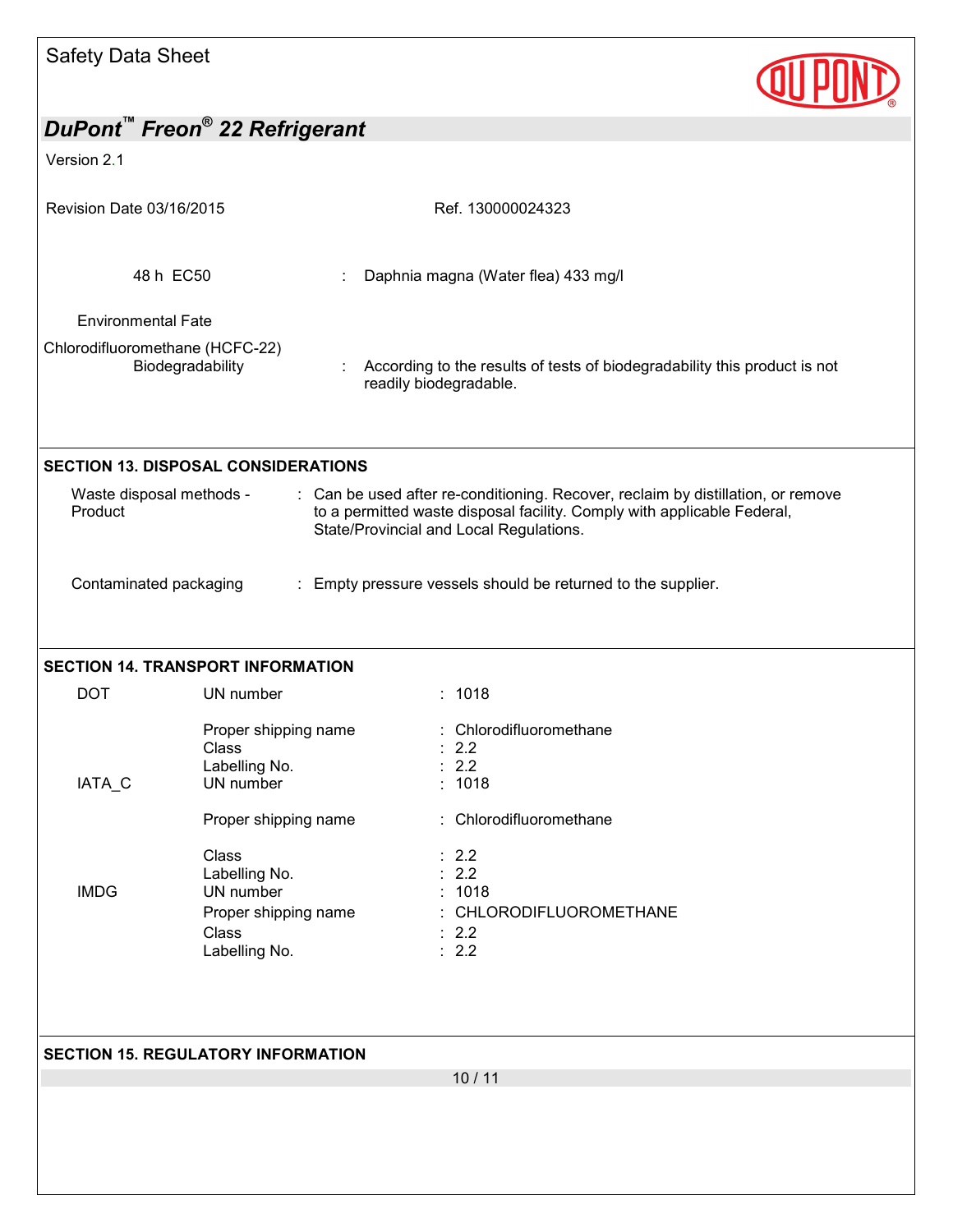| | | |
|---|---|---|
| 48 h EC50 | : | Daphnia magna (Water flea) 433 mg/l |

Environmental Fate

Chlorodifluoromethane (HCFC-22)

| | | |
|---|---|---|
| Biodegradability | : | According to the results of tests of biodegradability this product is not readily biodegradable. |

## SECTION 13. DISPOSAL CONSIDERATIONS

| | | |
|---|---|---|
| Waste disposal methods - Product | : | Can be used after re-conditioning. Recover, reclaim by distillation, or remove to a permitted waste disposal facility. Comply with applicable Federal, State/Provincial and Local Regulations. |
| Contaminated packaging | : | Empty pressure vessels should be returned to the supplier. |

## SECTION 14. TRANSPORT INFORMATION

| | | | |
|---|---|---|---|
| DOT | UN number | : | 1018 |
| | Proper shipping name | : | Chlorodifluoromethane |
| | Class | : | 2.2 |
| | Labelling No. | : | 2.2 |
| IATA_C | UN number | : | 1018 |
| | Proper shipping name | : | Chlorodifluoromethane |
| | Class | : | 2.2 |
| | Labelling No. | : | 2.2 |
| IMDG | UN number | : | 1018 |
| | Proper shipping name | : | CHLORODIFLUOROMETHANE |
| | Class | : | 2.2 |
| | Labelling No. | : | 2.2 |

## SECTION 15. REGULATORY INFORMATION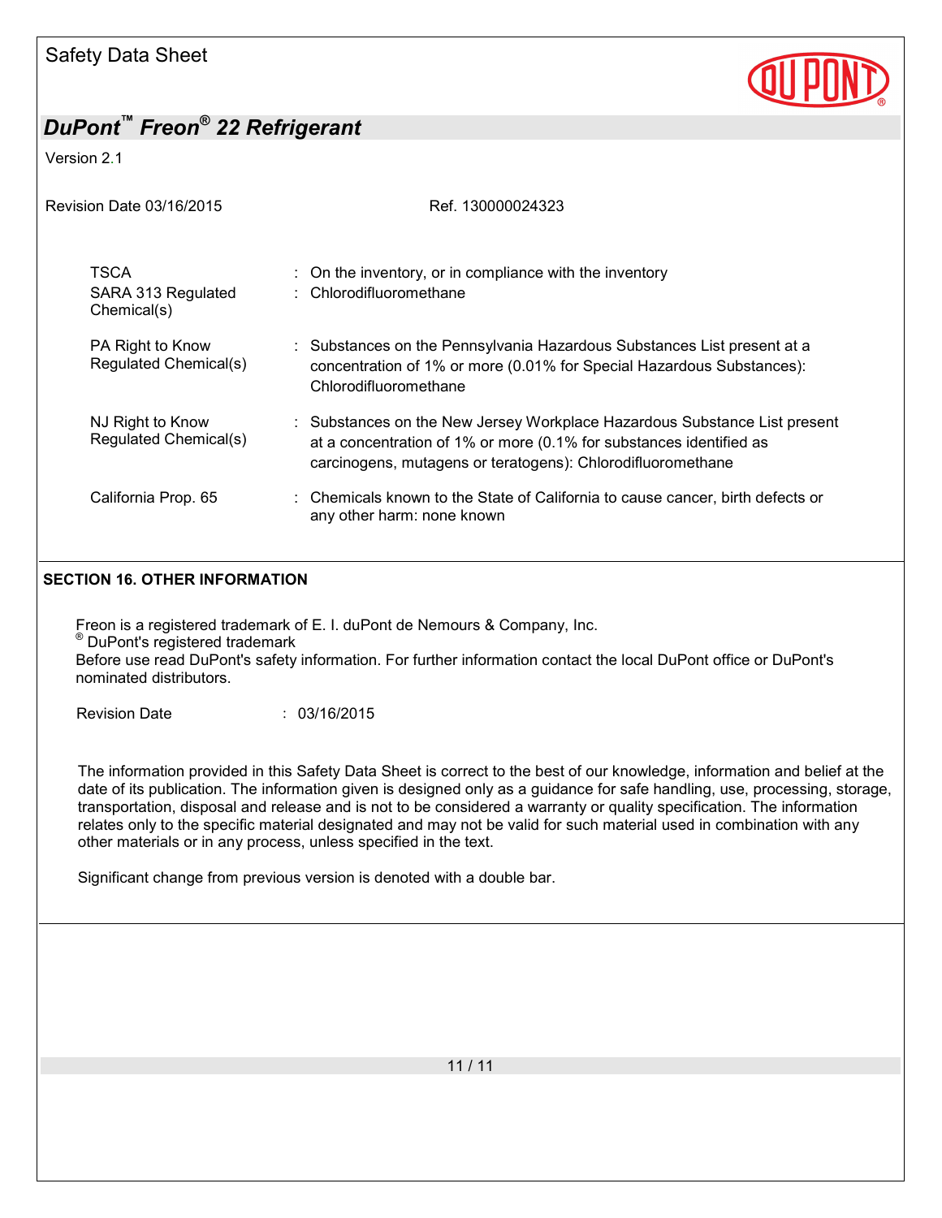| | |
|---|---|
| TSCA | : On the inventory, or in compliance with the inventory |
| SARA 313 Regulated Chemical(s) | : Chlorodifluoromethane |
| PA Right to Know Regulated Chemical(s) | : Substances on the Pennsylvania Hazardous Substances List present at a concentration of 1% or more (0.01% for Special Hazardous Substances): Chlorodifluoromethane |
| NJ Right to Know Regulated Chemical(s) | : Substances on the New Jersey Workplace Hazardous Substance List present at a concentration of 1% or more (0.1% for substances identified as carcinogens, mutagens or teratogens): Chlorodifluoromethane |
| California Prop. 65 | : Chemicals known to the State of California to cause cancer, birth defects or any other harm: none known |

## SECTION 16. OTHER INFORMATION

Freon is a registered trademark of E. I. duPont de Nemours & Company, Inc.
® DuPont's registered trademark
Before use read DuPont's safety information. For further information contact the local DuPont office or DuPont's nominated distributors.

Revision Date : 03/16/2015

The information provided in this Safety Data Sheet is correct to the best of our knowledge, information and belief at the date of its publication. The information given is designed only as a guidance for safe handling, use, processing, storage, transportation, disposal and release and is not to be considered a warranty or quality specification. The information relates only to the specific material designated and may not be valid for such material used in combination with any other materials or in any process, unless specified in the text.

Significant change from previous version is denoted with a double bar.